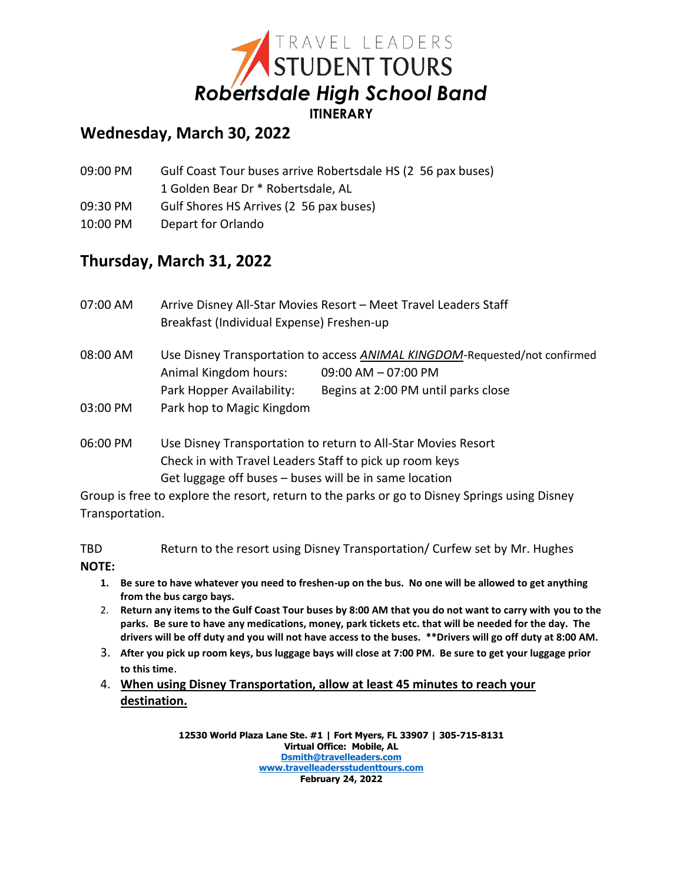TRAVEL LEADERS
STUDENT TOURS

# *Robertsdale High School Band*

**ITINERARY**

## Wednesday, March 30, 2022

| | |
|---|---|
| 09:00 PM | Gulf Coast Tour buses arrive Robertsdale HS (2 56 pax buses)<br>1 Golden Bear Dr * Robertsdale, AL |
| 09:30 PM | Gulf Shores HS Arrives (2 56 pax buses) |
| 10:00 PM | Depart for Orlando |

## Thursday, March 31, 2022

07:00 AM Arrive Disney All-Star Movies Resort – Meet Travel Leaders Staff
Breakfast (Individual Expense) Freshen-up

08:00 AM Use Disney Transportation to access ***ANIMAL KINGDOM***-Requested/not confirmed

Animal Kingdom hours: 09:00 AM – 07:00 PM

Park Hopper Availability: Begins at 2:00 PM until parks close

03:00 PM Park hop to Magic Kingdom

06:00 PM Use Disney Transportation to return to All-Star Movies Resort
Check in with Travel Leaders Staff to pick up room keys
Get luggage off buses – buses will be in same location

Group is free to explore the resort, return to the parks or go to Disney Springs using Disney Transportation.

TBD Return to the resort using Disney Transportation/ Curfew set by Mr. Hughes

**NOTE:**

1. **Be sure to have whatever you need to freshen-up on the bus. No one will be allowed to get anything from the bus cargo bays.**
2. **Return any items to the Gulf Coast Tour buses by 8:00 AM that you do not want to carry with you to the parks. Be sure to have any medications, money, park tickets etc. that will be needed for the day. The drivers will be off duty and you will not have access to the buses. **Drivers will go off duty at 8:00 AM.**
3. **After you pick up room keys, bus luggage bays will close at 7:00 PM. Be sure to get your luggage prior to this time.**
4. **When using Disney Transportation, allow at least 45 minutes to reach your destination.**

**12530 World Plaza Lane Ste. #1 | Fort Myers, FL 33907 | 305-715-8131**
**Virtual Office: Mobile, AL**
**Dsmith@travelleaders.com**
**www.travelleadersstudenttours.com**
**February 24, 2022**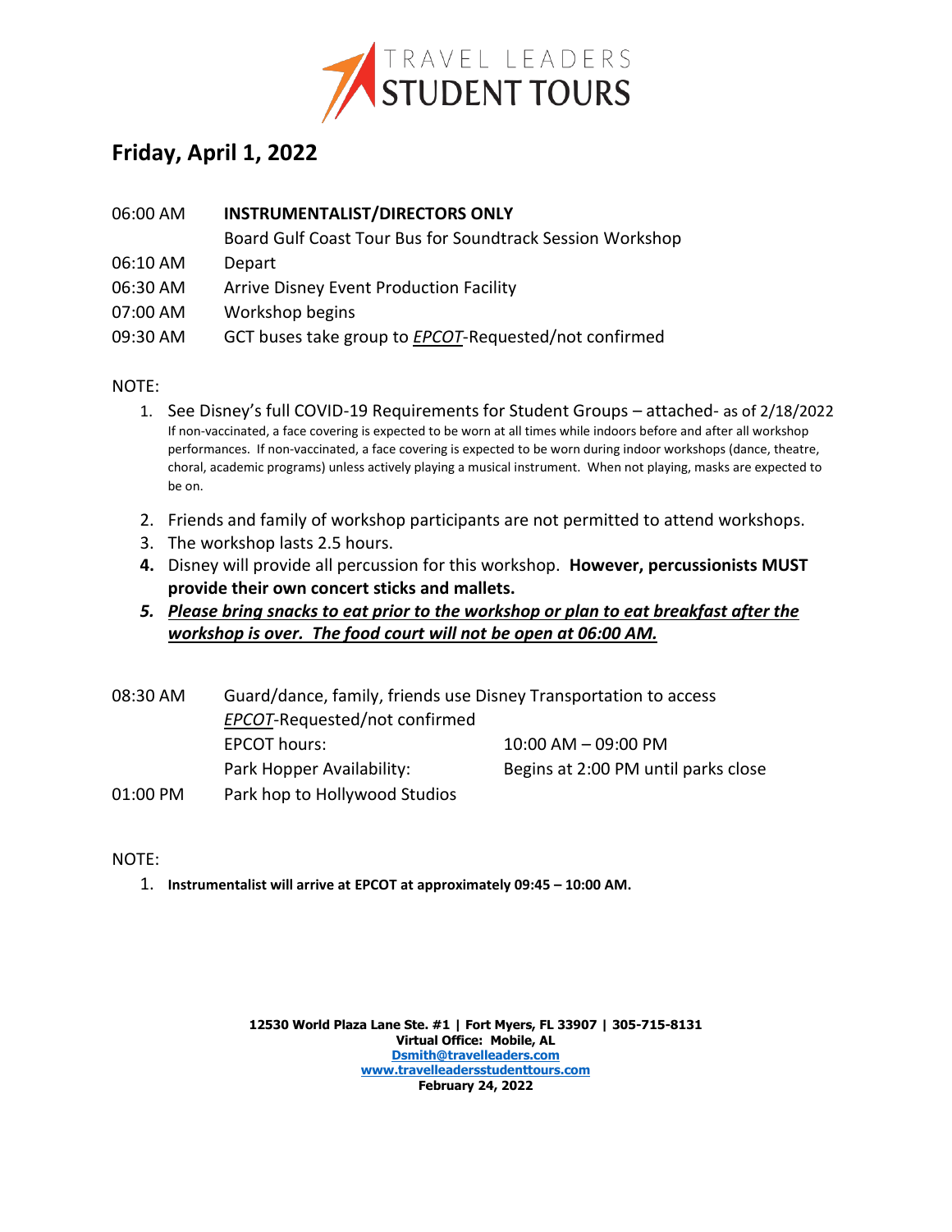TRAVEL LEADERS STUDENT TOURS

## Friday, April 1, 2022

| | |
|---|---|
| 06:00 AM | **INSTRUMENTALIST/DIRECTORS ONLY** |
| | Board Gulf Coast Tour Bus for Soundtrack Session Workshop |
| 06:10 AM | Depart |
| 06:30 AM | Arrive Disney Event Production Facility |
| 07:00 AM | Workshop begins |
| 09:30 AM | GCT buses take group to *EPCOT*-Requested/not confirmed |

NOTE:

1. See Disney's full COVID-19 Requirements for Student Groups – attached- as of 2/18/2022
   If non-vaccinated, a face covering is expected to be worn at all times while indoors before and after all workshop performances. If non-vaccinated, a face covering is expected to be worn during indoor workshops (dance, theatre, choral, academic programs) unless actively playing a musical instrument. When not playing, masks are expected to be on.
2. Friends and family of workshop participants are not permitted to attend workshops.
3. The workshop lasts 2.5 hours.
4. Disney will provide all percussion for this workshop. **However, percussionists MUST provide their own concert sticks and mallets.**
5. ***Please bring snacks to eat prior to the workshop or plan to eat breakfast after the workshop is over. The food court will not be open at 06:00 AM.***

| | | |
|---|---|---|
| 08:30 AM | Guard/dance, family, friends use Disney Transportation to access *EPCOT*-Requested/not confirmed | |
| | EPCOT hours: | 10:00 AM – 09:00 PM |
| | Park Hopper Availability: | Begins at 2:00 PM until parks close |
| 01:00 PM | Park hop to Hollywood Studios | |

NOTE:

1. **Instrumentalist will arrive at EPCOT at approximately 09:45 – 10:00 AM.**

**12530 World Plaza Lane Ste. #1 | Fort Myers, FL 33907 | 305-715-8131**
**Virtual Office: Mobile, AL**
**Dsmith@travelleaders.com**
**www.travelleadersstudenttours.com**
**February 24, 2022**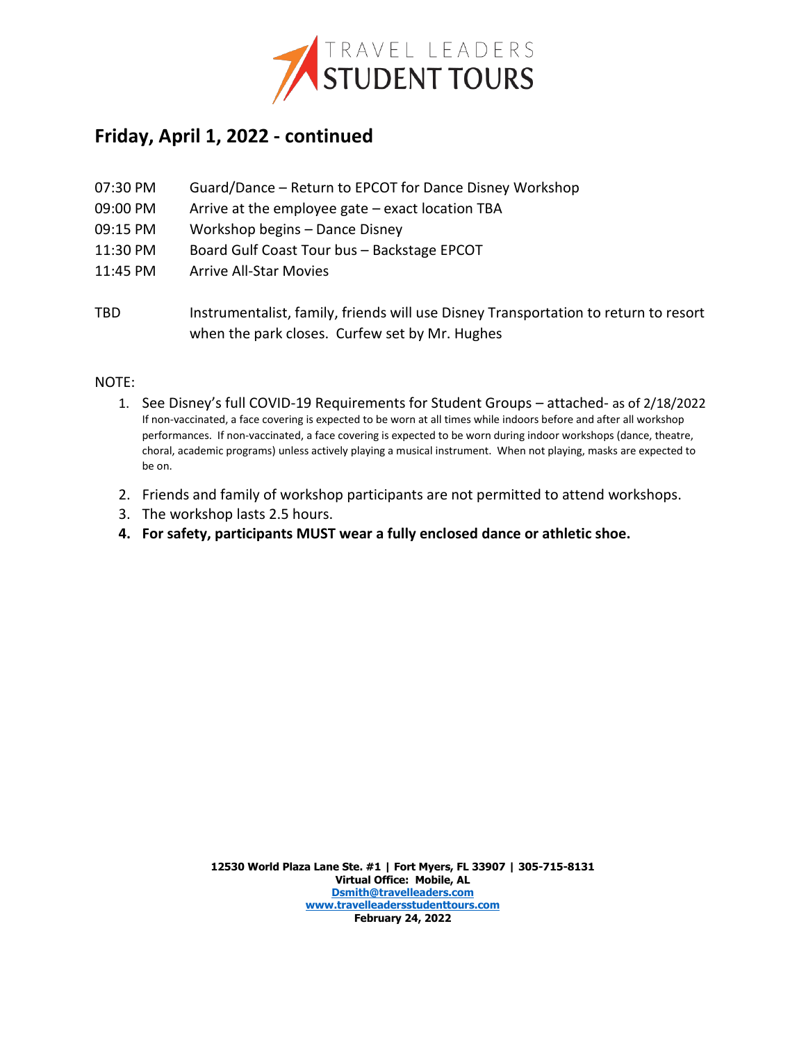## Friday, April 1, 2022 - continued

| | |
|---|---|
| 07:30 PM | Guard/Dance – Return to EPCOT for Dance Disney Workshop |
| 09:00 PM | Arrive at the employee gate – exact location TBA |
| 09:15 PM | Workshop begins – Dance Disney |
| 11:30 PM | Board Gulf Coast Tour bus – Backstage EPCOT |
| 11:45 PM | Arrive All-Star Movies |
| TBD | Instrumentalist, family, friends will use Disney Transportation to return to resort when the park closes. Curfew set by Mr. Hughes |

NOTE:

1. See Disney's full COVID-19 Requirements for Student Groups – attached- as of 2/18/2022
   If non-vaccinated, a face covering is expected to be worn at all times while indoors before and after all workshop performances. If non-vaccinated, a face covering is expected to be worn during indoor workshops (dance, theatre, choral, academic programs) unless actively playing a musical instrument. When not playing, masks are expected to be on.
2. Friends and family of workshop participants are not permitted to attend workshops.
3. The workshop lasts 2.5 hours.
4. **For safety, participants MUST wear a fully enclosed dance or athletic shoe.**

**12530 World Plaza Lane Ste. #1 | Fort Myers, FL 33907 | 305-715-8131**
**Virtual Office: Mobile, AL**
**Dsmith@travelleaders.com**
**www.travelleadersstudenttours.com**
**February 24, 2022**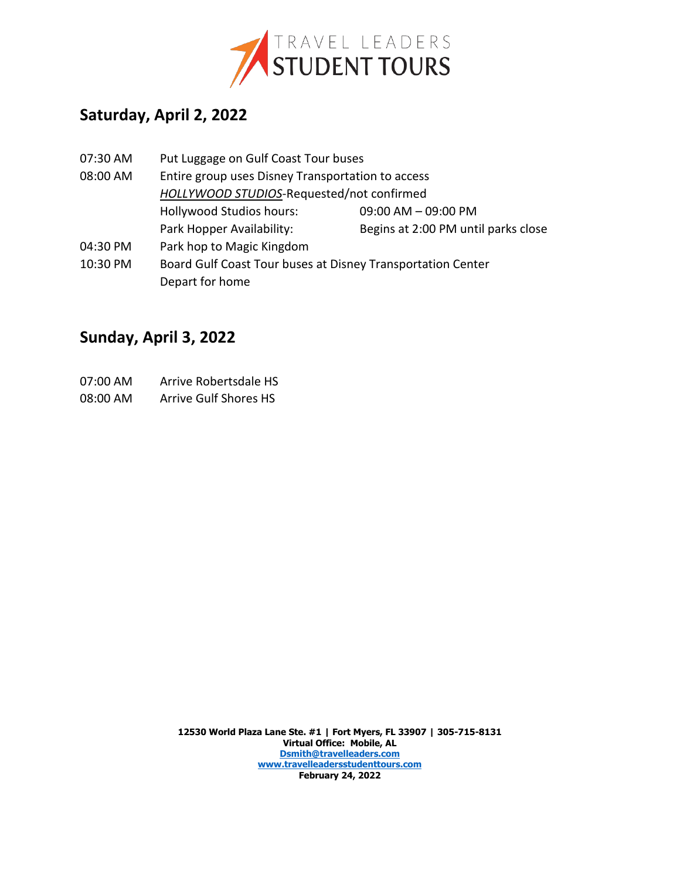TRAVEL LEADERS
STUDENT TOURS

## Saturday, April 2, 2022

| | | |
|---|---|---|
| 07:30 AM | Put Luggage on Gulf Coast Tour buses | |
| 08:00 AM | Entire group uses Disney Transportation to access | |
| | *HOLLYWOOD STUDIOS*-Requested/not confirmed | |
| | Hollywood Studios hours: | 09:00 AM – 09:00 PM |
| | Park Hopper Availability: | Begins at 2:00 PM until parks close |
| 04:30 PM | Park hop to Magic Kingdom | |
| 10:30 PM | Board Gulf Coast Tour buses at Disney Transportation Center | |
| | Depart for home | |

## Sunday, April 3, 2022

| | |
|---|---|
| 07:00 AM | Arrive Robertsdale HS |
| 08:00 AM | Arrive Gulf Shores HS |

**12530 World Plaza Lane Ste. #1 | Fort Myers, FL 33907 | 305-715-8131**
**Virtual Office: Mobile, AL**
**Dsmith@travelleaders.com**
**www.travelleadersstudenttours.com**
**February 24, 2022**